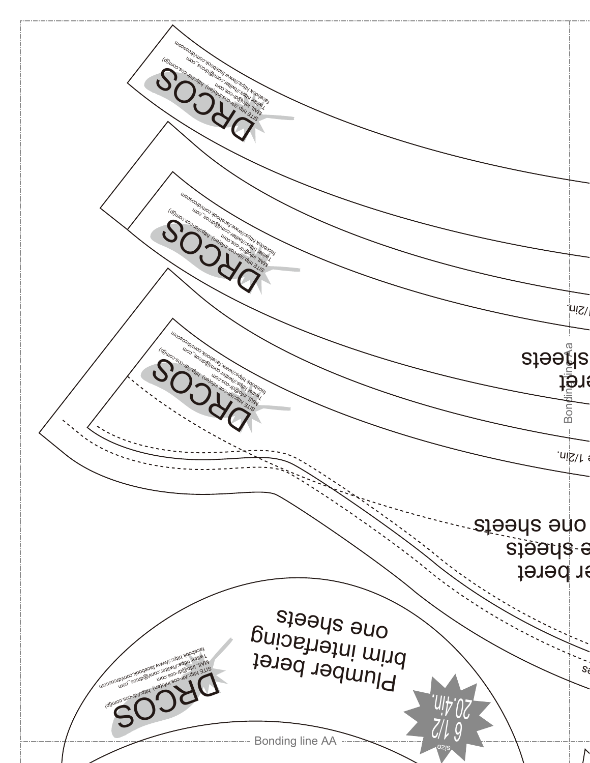DRCOS

SITE http://dr-cos.info(en) http://dr-cos.com(jp)
MAIL info@dr-cos.com
Twitter https://twitter.com/@drcos_com
facebook https://www.facebook.com/drcoscom

DRCOS

SITE http://dr-cos.info(en) http://dr-cos.com(jp)
MAIL info@dr-cos.com
Twitter https://twitter.com/@drcos_com
facebook https://www.facebook.com/drcoscom

/2in.

eret

sheets

DRCOS

SITE http://dr-cos.info(en) http://dr-cos.com(jp)
MAIL info@dr-cos.com
Twitter https://twitter.com/@drcos_com
facebook https://www.facebook.com/drcoscom

Bonding line Aa

e 1/2in.

one sheets

e sheets

er beret

Plumber beret
brim interfacing
one sheets

DRCOS

SITE http://dr-cos.info(en) http://dr-cos.com(jp)
MAIL info@dr-cos.com
Twitter https://twitter.com/@drcos_com
facebook https://www.facebook.com/drcoscom

size
6 1/2
20.4in.

Bonding line AA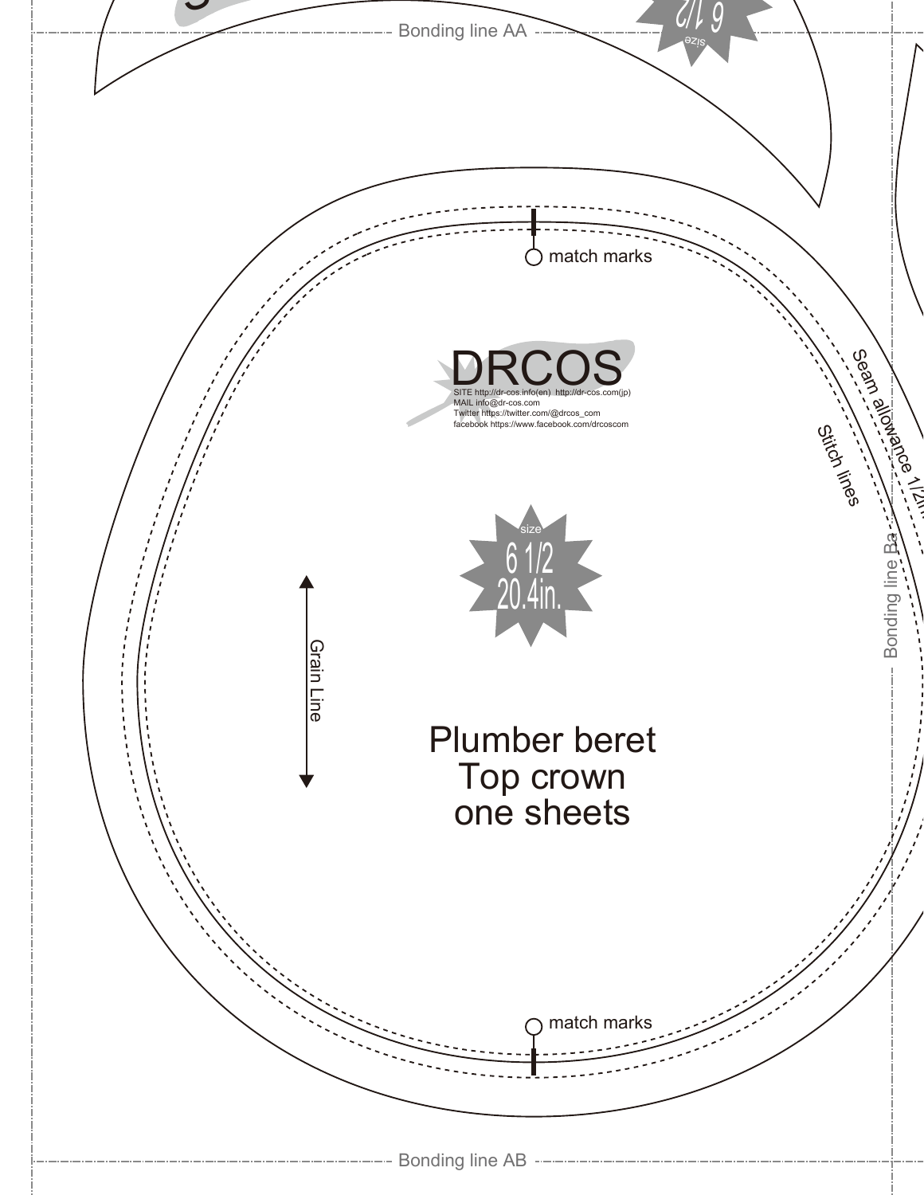Bonding line AA

match marks

DRCOS

SITE http://dr-cos.info(en) http://dr-cos.com(jp)
MAIL info@dr-cos.com
Twitter https://twitter.com/@drcos_com
facebook https://www.facebook.com/drcoscom

Seam allowance 1/2in.

Stitch lines

Bonding line Ba

size
6 1/2
20.4in.

Grain Line

Plumber beret
Top crown
one sheets

match marks

Bonding line AB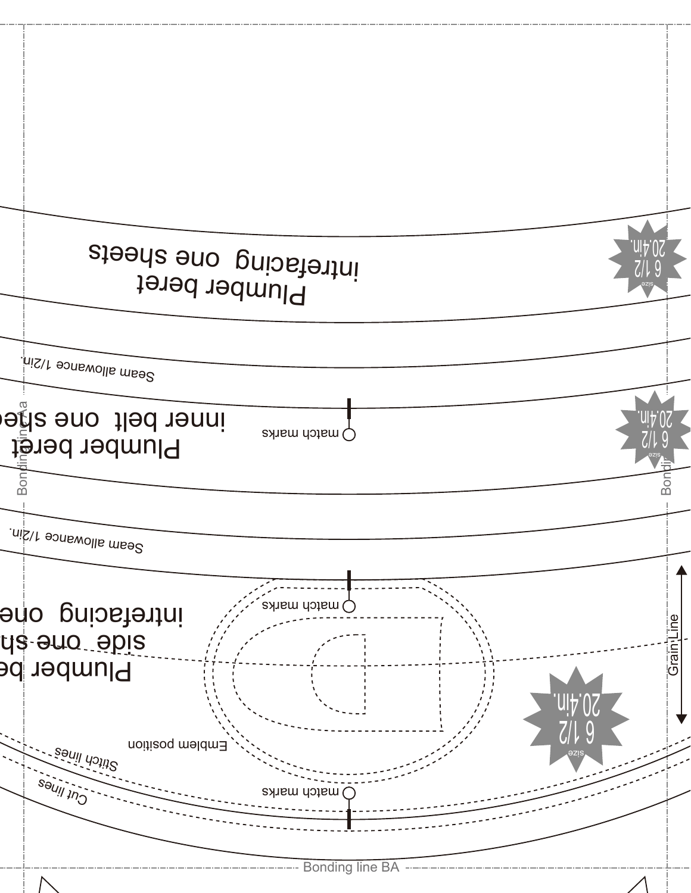Plumber beret
interfacing one sheets

size
6 1/2
20.4in.

Seam allowance 1/2in.

Plumber beret
inner belt one shee

match marks

size
6 1/2
20.4in.

Bonding line Aa

Bondi

Seam allowance 1/2in.

match marks

Plumber be
side one sh
interfacing one

Grain Line

size
6 1/2
20.4in.

Emblem position

Stitch lines

match marks

Cut lines

Bonding line BA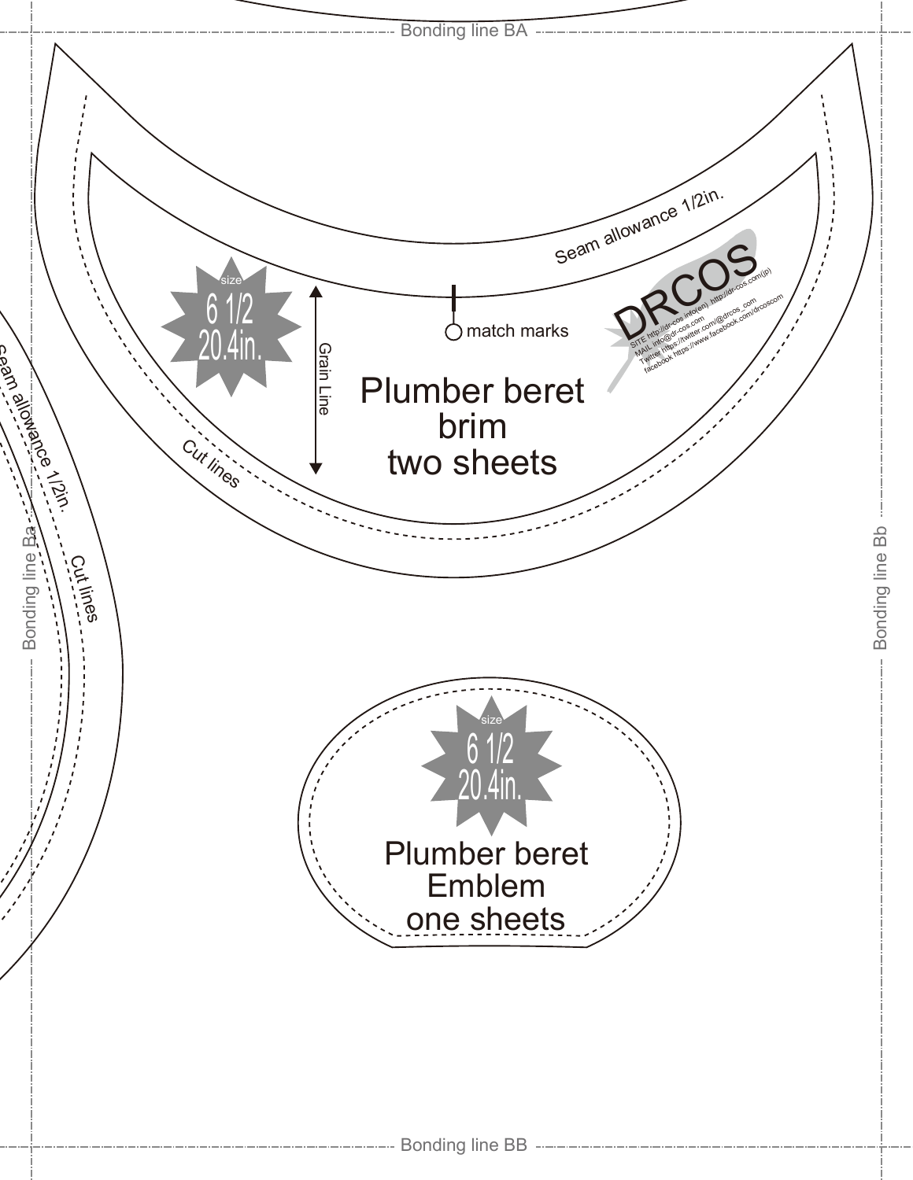Bonding line BA

Seam allowance 1/2in.

size
6 1/2
20.4in.

Grain Line

match marks

Plumber beret
brim
two sheets

DRCOS

SITE http://dr-cos.info(en) http://dr-cos.com(jp)
MAIL info@dr-cos.com
Twitter https://twitter.com/@drcos_com
facebook https://www.facebook.com/drcoscom

Cut lines

Seam allowance 1/2in.

Cut lines

Bonding line Ba

Bonding line Bb

size
6 1/2
20.4in.

Plumber beret
Emblem
one sheets

Bonding line BB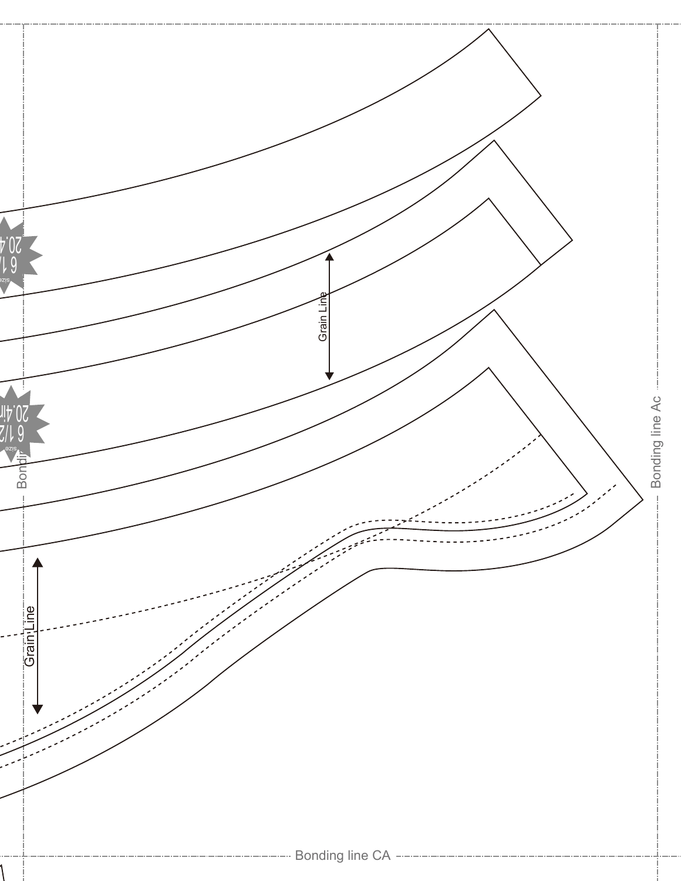Grain Line

Grain Line

Bonding line Ac

Bonding line CA

Bondi

6 1/
20.4

6 1/2
20.4in